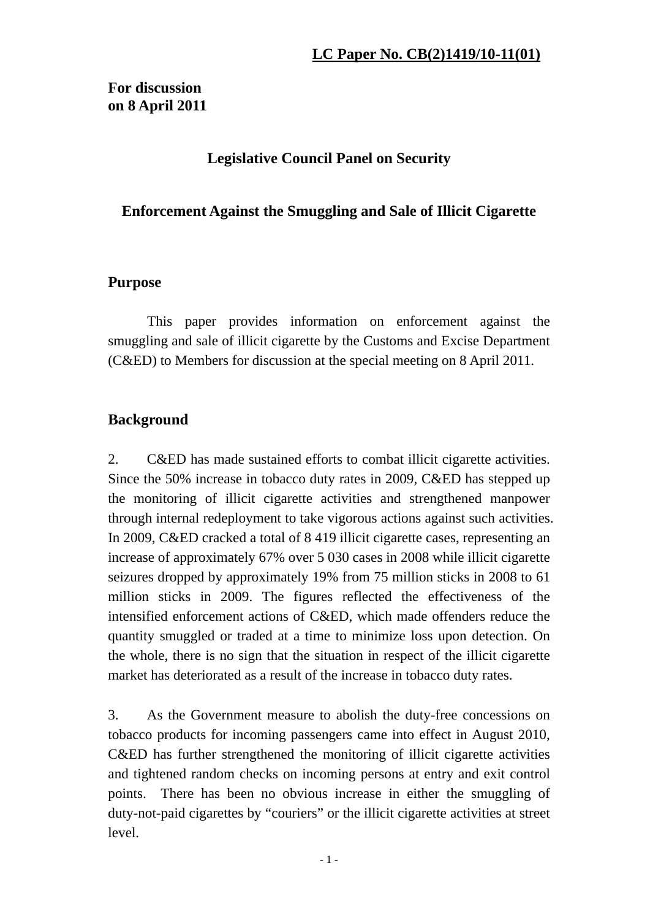**LC Paper No. CB(2)1419/10-11(01)**

**For discussion**
**on 8 April 2011**

# Legislative Council Panel on Security

## Enforcement Against the Smuggling and Sale of Illicit Cigarette

### Purpose

This paper provides information on enforcement against the smuggling and sale of illicit cigarette by the Customs and Excise Department (C&ED) to Members for discussion at the special meeting on 8 April 2011.

### Background

2. C&ED has made sustained efforts to combat illicit cigarette activities. Since the 50% increase in tobacco duty rates in 2009, C&ED has stepped up the monitoring of illicit cigarette activities and strengthened manpower through internal redeployment to take vigorous actions against such activities. In 2009, C&ED cracked a total of 8 419 illicit cigarette cases, representing an increase of approximately 67% over 5 030 cases in 2008 while illicit cigarette seizures dropped by approximately 19% from 75 million sticks in 2008 to 61 million sticks in 2009. The figures reflected the effectiveness of the intensified enforcement actions of C&ED, which made offenders reduce the quantity smuggled or traded at a time to minimize loss upon detection. On the whole, there is no sign that the situation in respect of the illicit cigarette market has deteriorated as a result of the increase in tobacco duty rates.

3. As the Government measure to abolish the duty-free concessions on tobacco products for incoming passengers came into effect in August 2010, C&ED has further strengthened the monitoring of illicit cigarette activities and tightened random checks on incoming persons at entry and exit control points. There has been no obvious increase in either the smuggling of duty-not-paid cigarettes by "couriers" or the illicit cigarette activities at street level.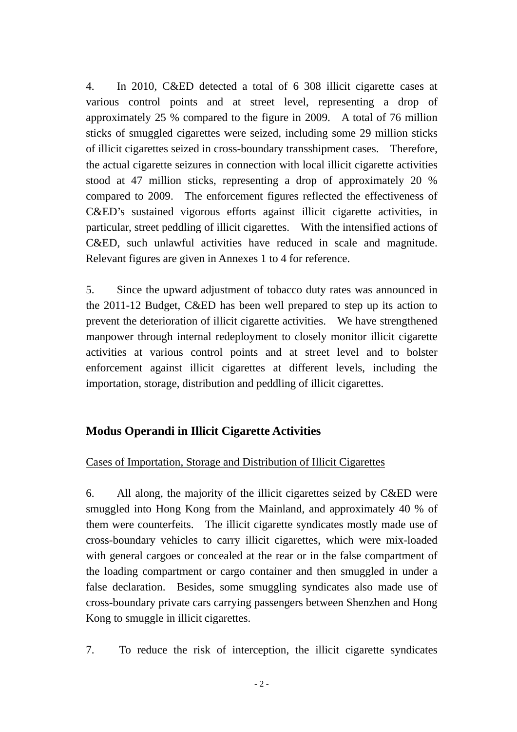4. In 2010, C&ED detected a total of 6 308 illicit cigarette cases at various control points and at street level, representing a drop of approximately 25 % compared to the figure in 2009. A total of 76 million sticks of smuggled cigarettes were seized, including some 29 million sticks of illicit cigarettes seized in cross-boundary transshipment cases. Therefore, the actual cigarette seizures in connection with local illicit cigarette activities stood at 47 million sticks, representing a drop of approximately 20 % compared to 2009. The enforcement figures reflected the effectiveness of C&ED's sustained vigorous efforts against illicit cigarette activities, in particular, street peddling of illicit cigarettes. With the intensified actions of C&ED, such unlawful activities have reduced in scale and magnitude. Relevant figures are given in Annexes 1 to 4 for reference.

5. Since the upward adjustment of tobacco duty rates was announced in the 2011-12 Budget, C&ED has been well prepared to step up its action to prevent the deterioration of illicit cigarette activities. We have strengthened manpower through internal redeployment to closely monitor illicit cigarette activities at various control points and at street level and to bolster enforcement against illicit cigarettes at different levels, including the importation, storage, distribution and peddling of illicit cigarettes.

## Modus Operandi in Illicit Cigarette Activities

Cases of Importation, Storage and Distribution of Illicit Cigarettes

6. All along, the majority of the illicit cigarettes seized by C&ED were smuggled into Hong Kong from the Mainland, and approximately 40 % of them were counterfeits. The illicit cigarette syndicates mostly made use of cross-boundary vehicles to carry illicit cigarettes, which were mix-loaded with general cargoes or concealed at the rear or in the false compartment of the loading compartment or cargo container and then smuggled in under a false declaration. Besides, some smuggling syndicates also made use of cross-boundary private cars carrying passengers between Shenzhen and Hong Kong to smuggle in illicit cigarettes.

7. To reduce the risk of interception, the illicit cigarette syndicates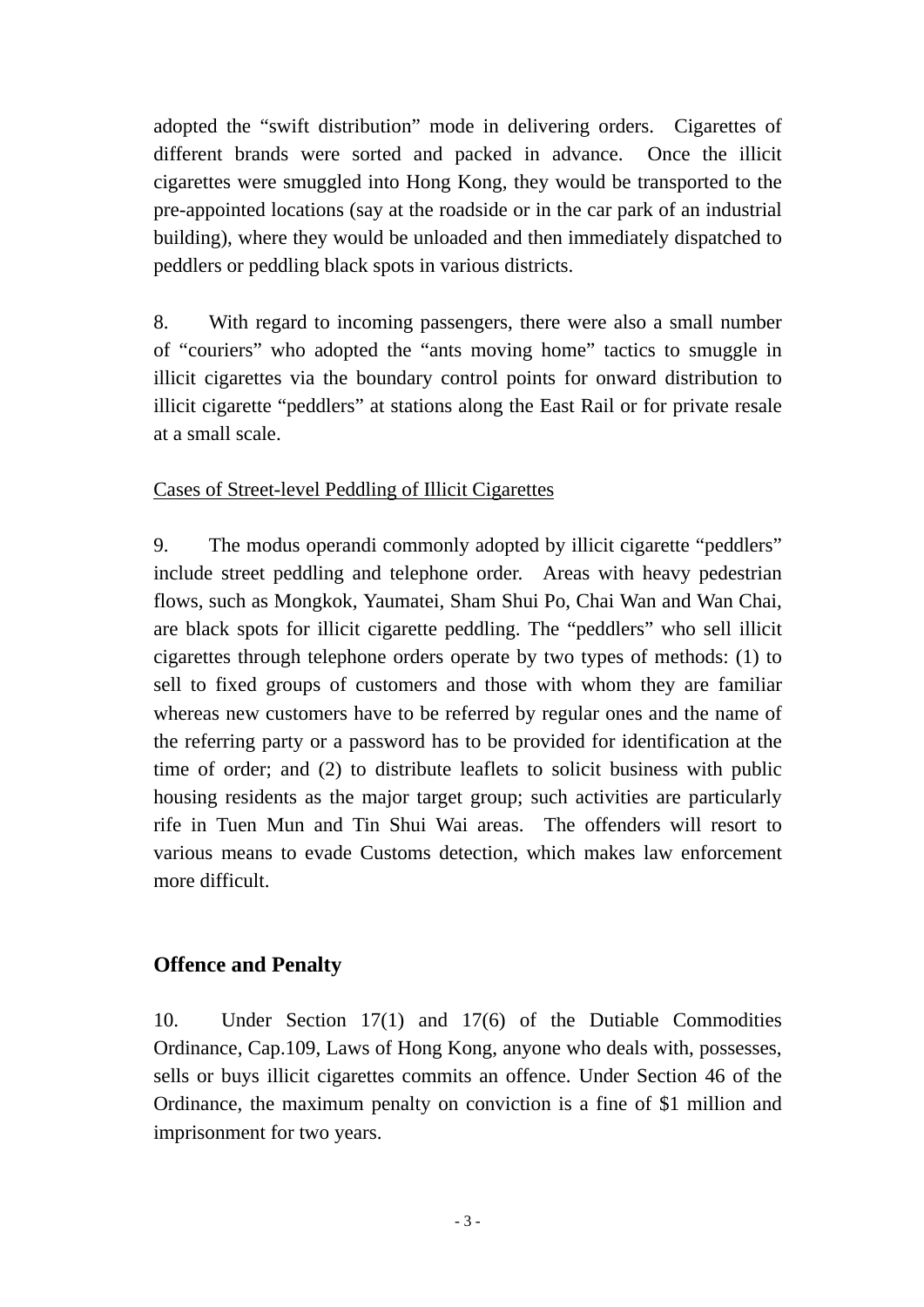adopted the "swift distribution" mode in delivering orders. Cigarettes of different brands were sorted and packed in advance. Once the illicit cigarettes were smuggled into Hong Kong, they would be transported to the pre-appointed locations (say at the roadside or in the car park of an industrial building), where they would be unloaded and then immediately dispatched to peddlers or peddling black spots in various districts.

8. With regard to incoming passengers, there were also a small number of "couriers" who adopted the "ants moving home" tactics to smuggle in illicit cigarettes via the boundary control points for onward distribution to illicit cigarette "peddlers" at stations along the East Rail or for private resale at a small scale.

<u>Cases of Street-level Peddling of Illicit Cigarettes</u>

9. The modus operandi commonly adopted by illicit cigarette "peddlers" include street peddling and telephone order. Areas with heavy pedestrian flows, such as Mongkok, Yaumatei, Sham Shui Po, Chai Wan and Wan Chai, are black spots for illicit cigarette peddling. The "peddlers" who sell illicit cigarettes through telephone orders operate by two types of methods: (1) to sell to fixed groups of customers and those with whom they are familiar whereas new customers have to be referred by regular ones and the name of the referring party or a password has to be provided for identification at the time of order; and (2) to distribute leaflets to solicit business with public housing residents as the major target group; such activities are particularly rife in Tuen Mun and Tin Shui Wai areas. The offenders will resort to various means to evade Customs detection, which makes law enforcement more difficult.

## Offence and Penalty

10. Under Section 17(1) and 17(6) of the Dutiable Commodities Ordinance, Cap.109, Laws of Hong Kong, anyone who deals with, possesses, sells or buys illicit cigarettes commits an offence. Under Section 46 of the Ordinance, the maximum penalty on conviction is a fine of $1 million and imprisonment for two years.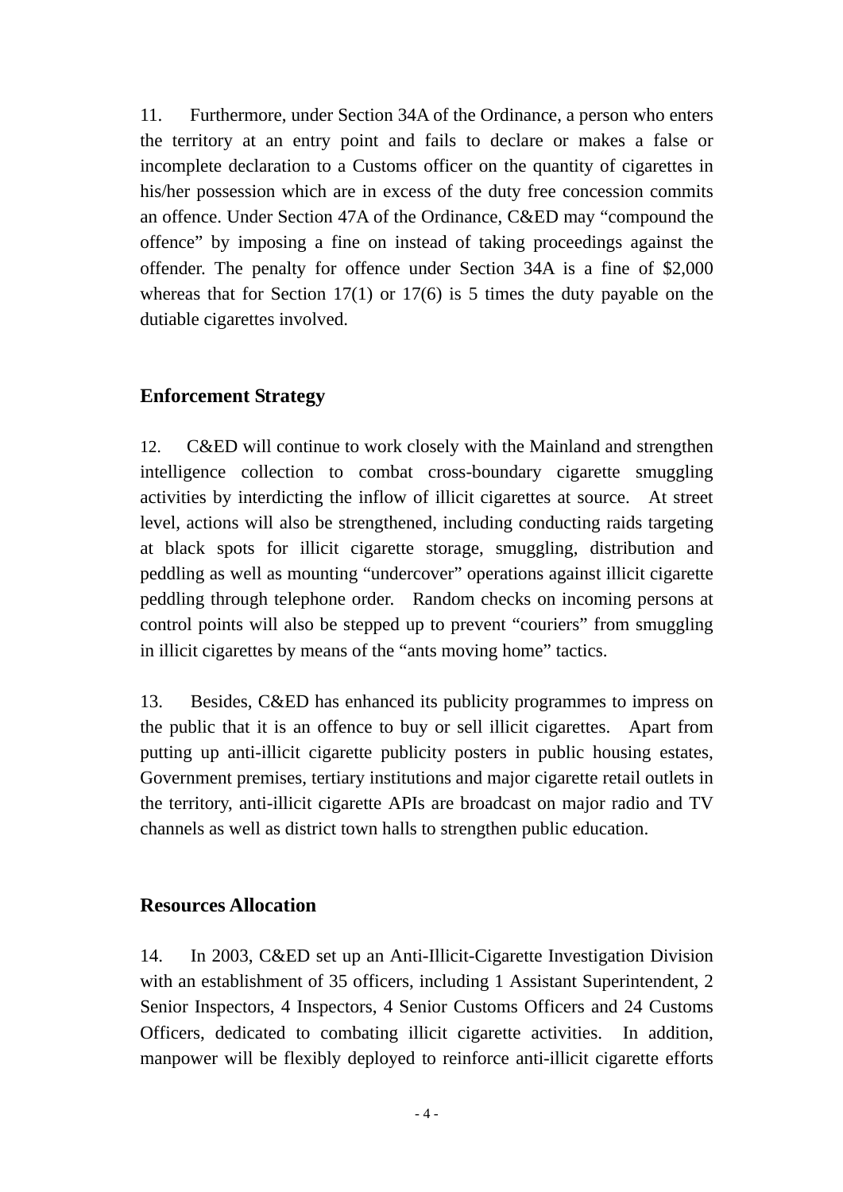11. Furthermore, under Section 34A of the Ordinance, a person who enters the territory at an entry point and fails to declare or makes a false or incomplete declaration to a Customs officer on the quantity of cigarettes in his/her possession which are in excess of the duty free concession commits an offence. Under Section 47A of the Ordinance, C&ED may "compound the offence" by imposing a fine on instead of taking proceedings against the offender. The penalty for offence under Section 34A is a fine of $2,000 whereas that for Section 17(1) or 17(6) is 5 times the duty payable on the dutiable cigarettes involved.

## Enforcement Strategy

12. C&ED will continue to work closely with the Mainland and strengthen intelligence collection to combat cross-boundary cigarette smuggling activities by interdicting the inflow of illicit cigarettes at source. At street level, actions will also be strengthened, including conducting raids targeting at black spots for illicit cigarette storage, smuggling, distribution and peddling as well as mounting "undercover" operations against illicit cigarette peddling through telephone order. Random checks on incoming persons at control points will also be stepped up to prevent "couriers" from smuggling in illicit cigarettes by means of the "ants moving home" tactics.

13. Besides, C&ED has enhanced its publicity programmes to impress on the public that it is an offence to buy or sell illicit cigarettes. Apart from putting up anti-illicit cigarette publicity posters in public housing estates, Government premises, tertiary institutions and major cigarette retail outlets in the territory, anti-illicit cigarette APIs are broadcast on major radio and TV channels as well as district town halls to strengthen public education.

## Resources Allocation

14. In 2003, C&ED set up an Anti-Illicit-Cigarette Investigation Division with an establishment of 35 officers, including 1 Assistant Superintendent, 2 Senior Inspectors, 4 Inspectors, 4 Senior Customs Officers and 24 Customs Officers, dedicated to combating illicit cigarette activities. In addition, manpower will be flexibly deployed to reinforce anti-illicit cigarette efforts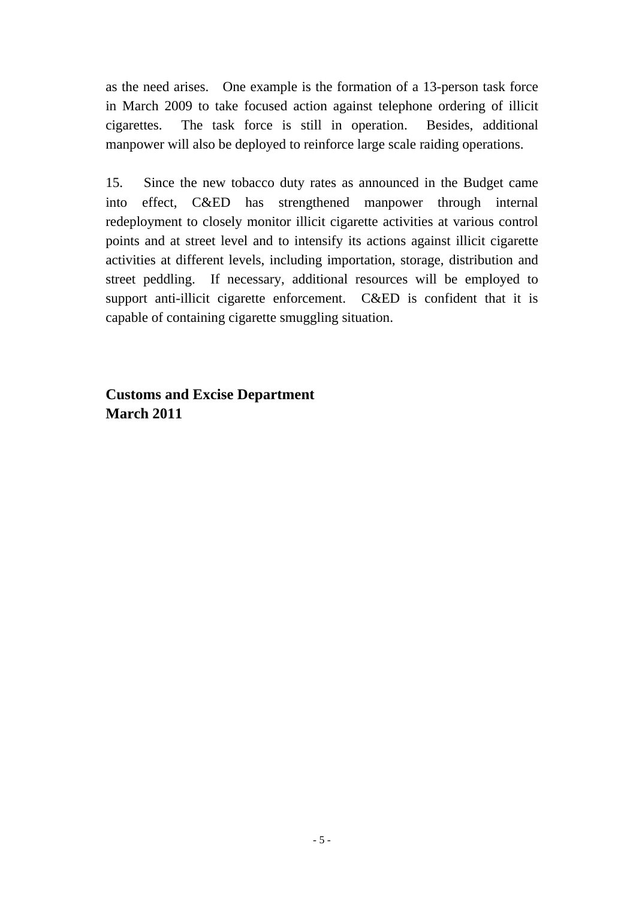as the need arises. One example is the formation of a 13-person task force in March 2009 to take focused action against telephone ordering of illicit cigarettes. The task force is still in operation. Besides, additional manpower will also be deployed to reinforce large scale raiding operations.

15. Since the new tobacco duty rates as announced in the Budget came into effect, C&ED has strengthened manpower through internal redeployment to closely monitor illicit cigarette activities at various control points and at street level and to intensify its actions against illicit cigarette activities at different levels, including importation, storage, distribution and street peddling. If necessary, additional resources will be employed to support anti-illicit cigarette enforcement. C&ED is confident that it is capable of containing cigarette smuggling situation.

**Customs and Excise Department**
**March 2011**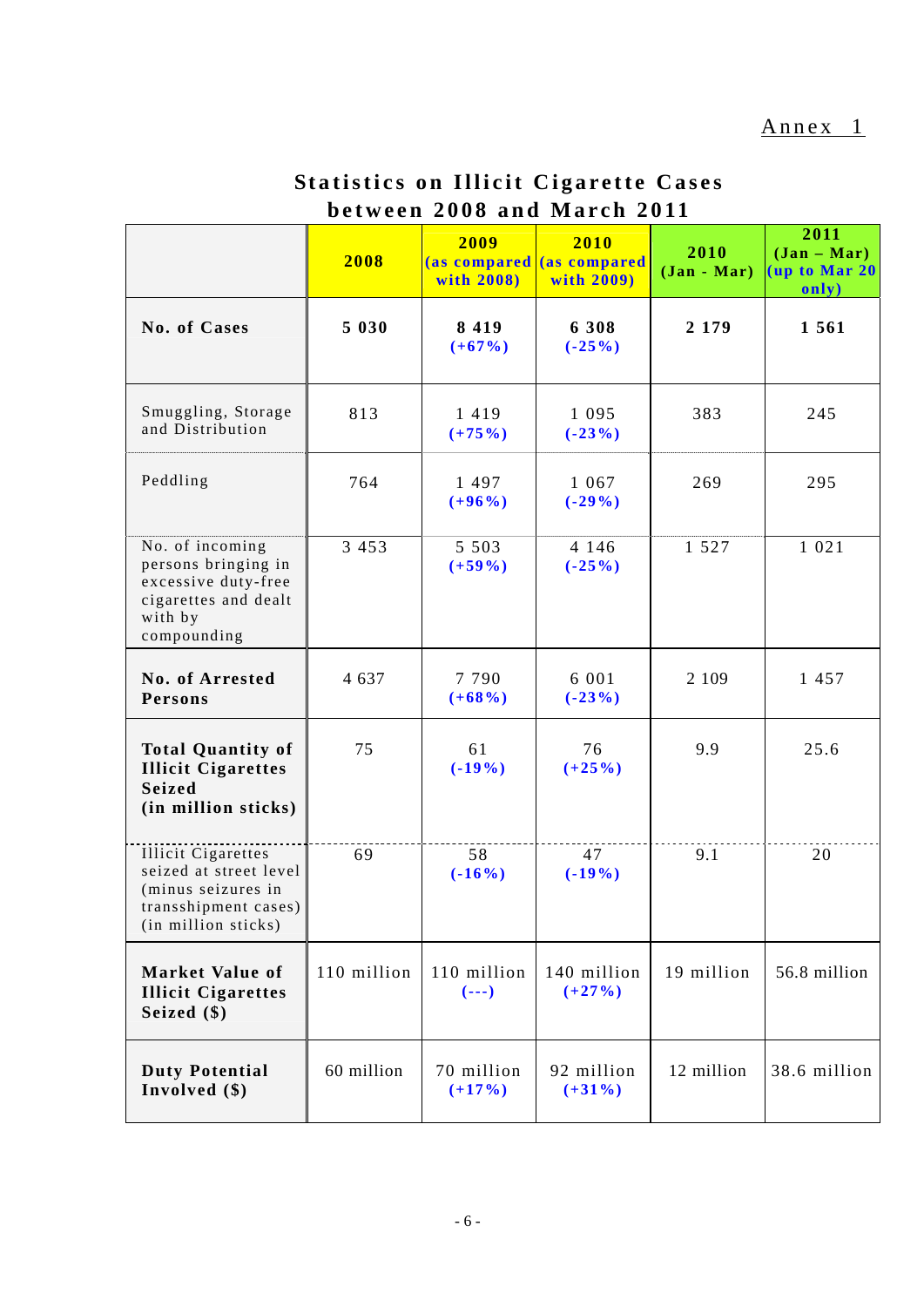Annex 1

# Statistics on Illicit Cigarette Cases between 2008 and March 2011

| | 2008 | 2009 (as compared with 2008) | 2010 (as compared with 2009) | 2010 (Jan - Mar) | 2011 (Jan – Mar) (up to Mar 20 only) |
|---|---|---|---|---|---|
| **No. of Cases** | **5 030** | **8 419** (+67%) | **6 308** (-25%) | **2 179** | **1 561** |
| Smuggling, Storage and Distribution | 813 | 1 419 (+75%) | 1 095 (-23%) | 383 | 245 |
| Peddling | 764 | 1 497 (+96%) | 1 067 (-29%) | 269 | 295 |
| No. of incoming persons bringing in excessive duty-free cigarettes and dealt with by compounding | 3 453 | 5 503 (+59%) | 4 146 (-25%) | 1 527 | 1 021 |
| **No. of Arrested Persons** | 4 637 | 7 790 (+68%) | 6 001 (-23%) | 2 109 | 1 457 |
| **Total Quantity of Illicit Cigarettes Seized (in million sticks)** | 75 | 61 (-19%) | 76 (+25%) | 9.9 | 25.6 |
| Illicit Cigarettes seized at street level (minus seizures in transshipment cases) (in million sticks) | 69 | 58 (-16%) | 47 (-19%) | 9.1 | 20 |
| **Market Value of Illicit Cigarettes Seized ($)** | 110 million | 110 million (---) | 140 million (+27%) | 19 million | 56.8 million |
| **Duty Potential Involved ($)** | 60 million | 70 million (+17%) | 92 million (+31%) | 12 million | 38.6 million |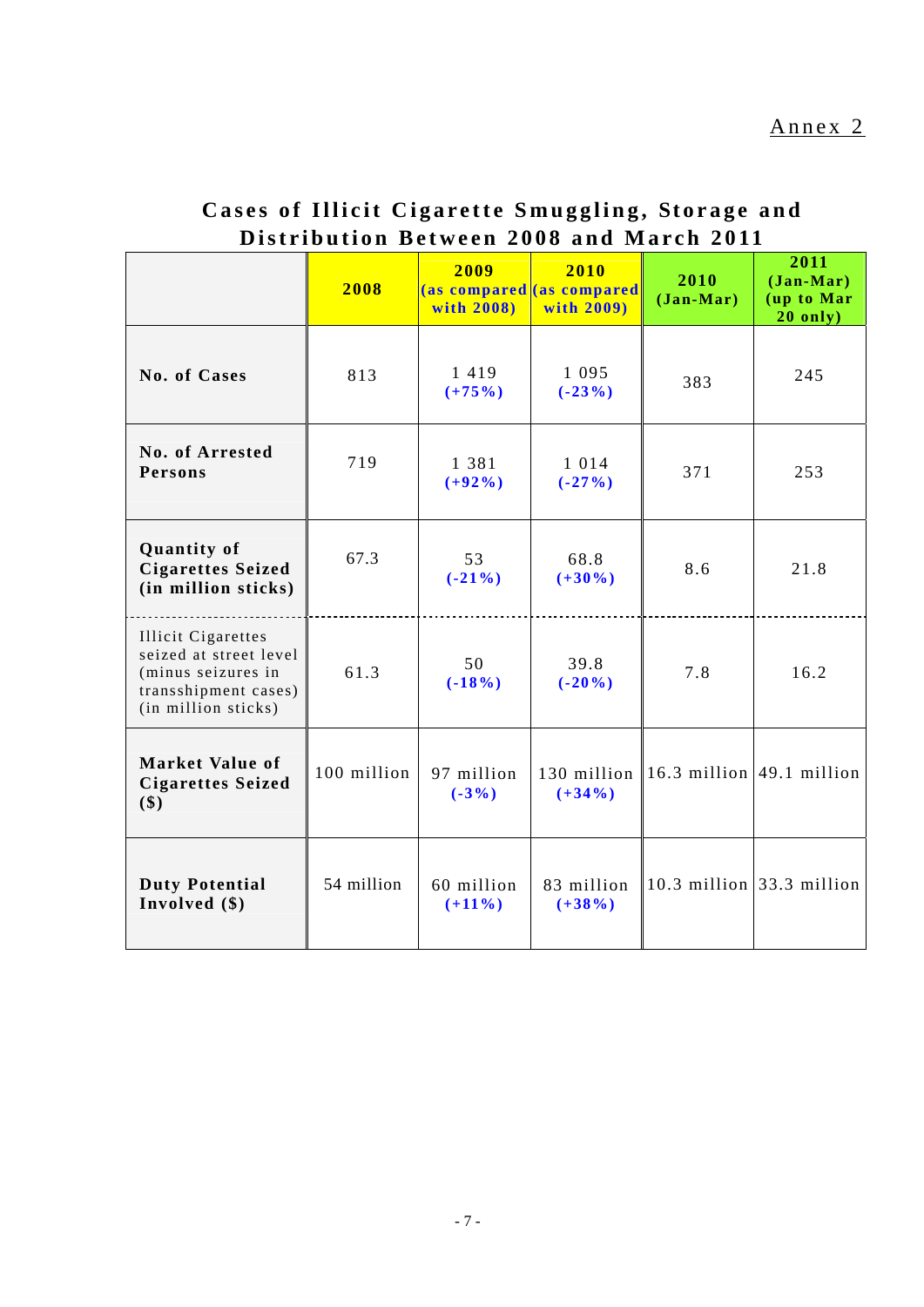Annex 2

## Cases of Illicit Cigarette Smuggling, Storage and Distribution Between 2008 and March 2011

| | 2008 | 2009 (as compared with 2008) | 2010 (as compared with 2009) | 2010 (Jan-Mar) | 2011 (Jan-Mar) (up to Mar 20 only) |
|---|---|---|---|---|---|
| **No. of Cases** | 813 | 1 419 **(+75%)** | 1 095 **(-23%)** | 383 | 245 |
| **No. of Arrested Persons** | 719 | 1 381 **(+92%)** | 1 014 **(-27%)** | 371 | 253 |
| **Quantity of Cigarettes Seized (in million sticks)** | 67.3 | 53 **(-21%)** | 68.8 **(+30%)** | 8.6 | 21.8 |
| Illicit Cigarettes seized at street level (minus seizures in transshipment cases) (in million sticks) | 61.3 | 50 **(-18%)** | 39.8 **(-20%)** | 7.8 | 16.2 |
| **Market Value of Cigarettes Seized ($)** | 100 million | 97 million **(-3%)** | 130 million **(+34%)** | 16.3 million | 49.1 million |
| **Duty Potential Involved ($)** | 54 million | 60 million **(+11%)** | 83 million **(+38%)** | 10.3 million | 33.3 million |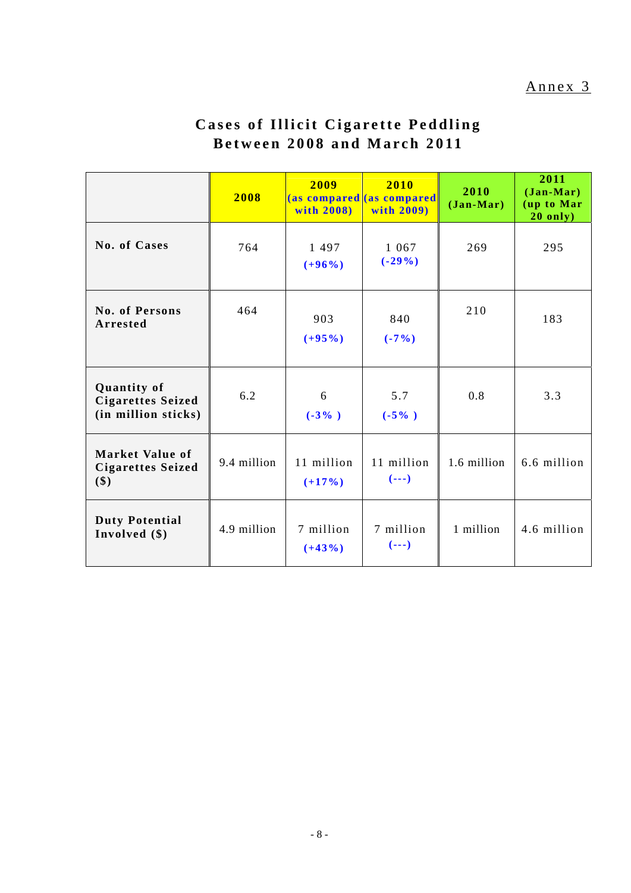Annex 3

# Cases of Illicit Cigarette Peddling Between 2008 and March 2011

| | 2008 | 2009 (as compared with 2008) | 2010 (as compared with 2009) | 2010 (Jan-Mar) | 2011 (Jan-Mar) (up to Mar 20 only) |
|---|---|---|---|---|---|
| **No. of Cases** | 764 | 1 497 **(+96%)** | 1 067 **(-29%)** | 269 | 295 |
| **No. of Persons Arrested** | 464 | 903 **(+95%)** | 840 **(-7%)** | 210 | 183 |
| **Quantity of Cigarettes Seized (in million sticks)** | 6.2 | 6 **(-3% )** | 5.7 **(-5% )** | 0.8 | 3.3 |
| **Market Value of Cigarettes Seized ($)** | 9.4 million | 11 million **(+17%)** | 11 million **(---)** | 1.6 million | 6.6 million |
| **Duty Potential Involved ($)** | 4.9 million | 7 million **(+43%)** | 7 million **(---)** | 1 million | 4.6 million |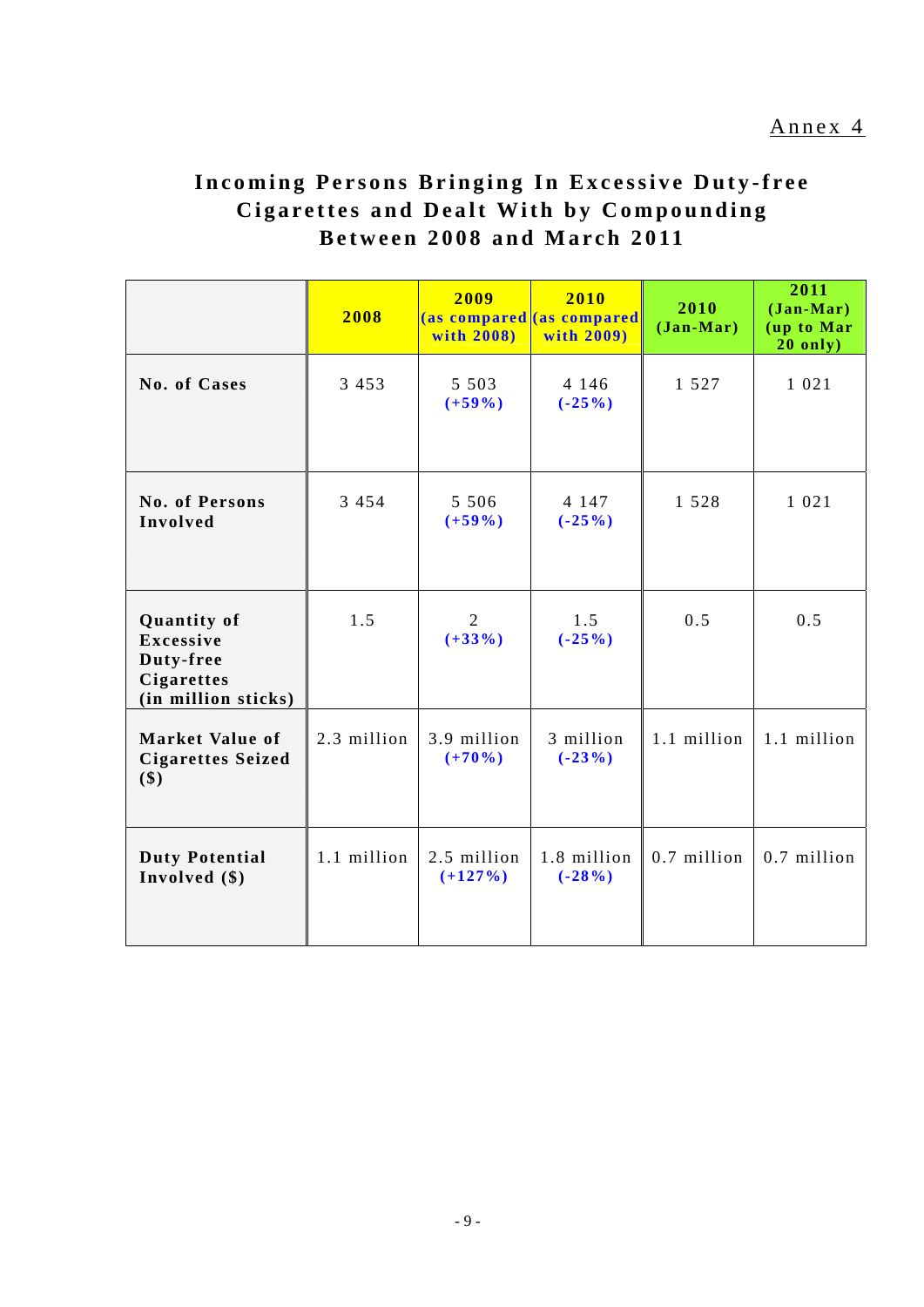Annex 4

# Incoming Persons Bringing In Excessive Duty-free Cigarettes and Dealt With by Compounding Between 2008 and March 2011

| | 2008 | 2009 (as compared with 2008) | 2010 (as compared with 2009) | 2010 (Jan-Mar) | 2011 (Jan-Mar) (up to Mar 20 only) |
|---|---|---|---|---|---|
| **No. of Cases** | 3 453 | 5 503 **(+59%)** | 4 146 **(-25%)** | 1 527 | 1 021 |
| **No. of Persons Involved** | 3 454 | 5 506 **(+59%)** | 4 147 **(-25%)** | 1 528 | 1 021 |
| **Quantity of Excessive Duty-free Cigarettes (in million sticks)** | 1.5 | 2 **(+33%)** | 1.5 **(-25%)** | 0.5 | 0.5 |
| **Market Value of Cigarettes Seized ($)** | 2.3 million | 3.9 million **(+70%)** | 3 million **(-23%)** | 1.1 million | 1.1 million |
| **Duty Potential Involved ($)** | 1.1 million | 2.5 million **(+127%)** | 1.8 million **(-28%)** | 0.7 million | 0.7 million |